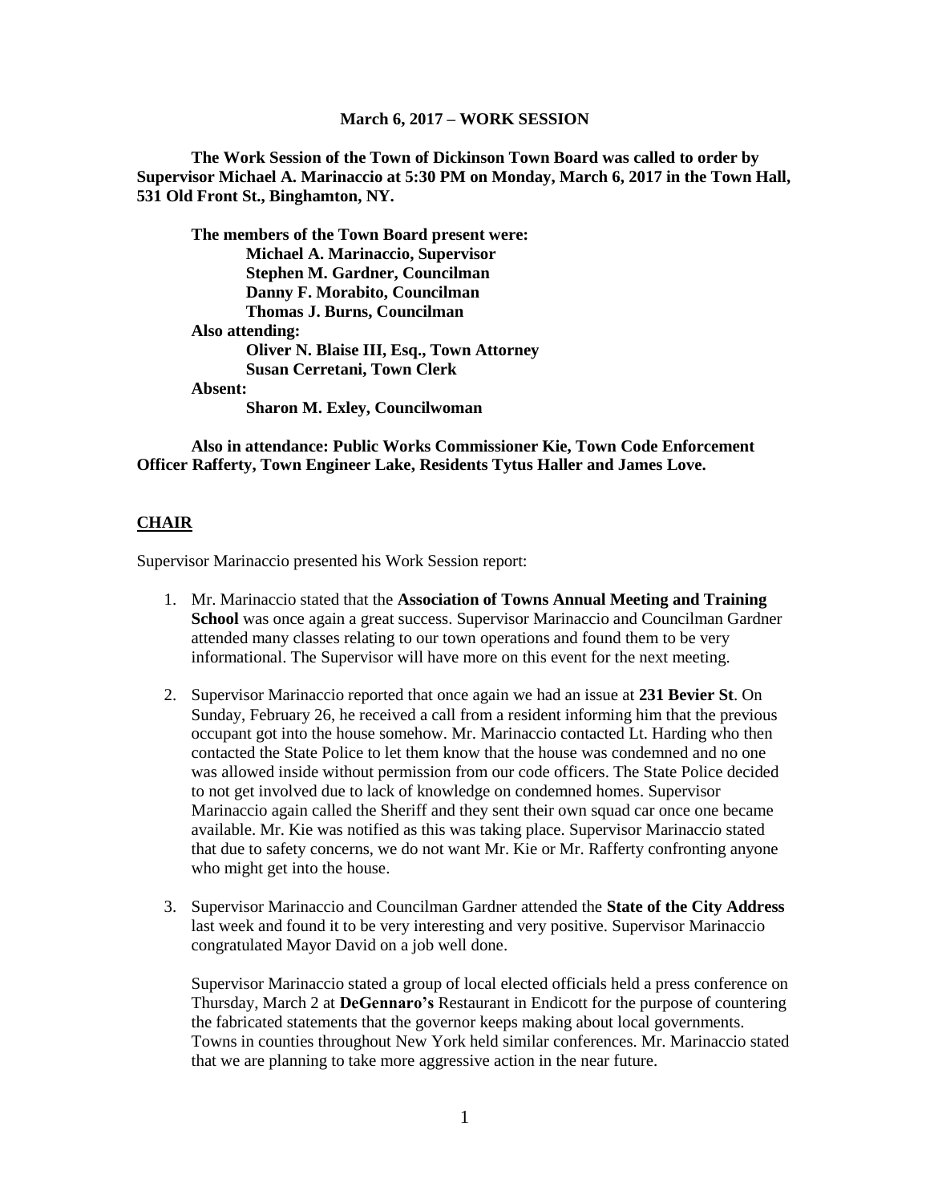**March 6, 2017 – WORK SESSION**

**The Work Session of the Town of Dickinson Town Board was called to order by Supervisor Michael A. Marinaccio at 5:30 PM on Monday, March 6, 2017 in the Town Hall, 531 Old Front St., Binghamton, NY.**

**The members of the Town Board present were:**
**Michael A. Marinaccio, Supervisor**
**Stephen M. Gardner, Councilman**
**Danny F. Morabito, Councilman**
**Thomas J. Burns, Councilman**
**Also attending:**
**Oliver N. Blaise III, Esq., Town Attorney**
**Susan Cerretani, Town Clerk**
**Absent:**
**Sharon M. Exley, Councilwoman**

**Also in attendance: Public Works Commissioner Kie, Town Code Enforcement Officer Rafferty, Town Engineer Lake, Residents Tytus Haller and James Love.**

## CHAIR

Supervisor Marinaccio presented his Work Session report:

1. Mr. Marinaccio stated that the **Association of Towns Annual Meeting and Training School** was once again a great success. Supervisor Marinaccio and Councilman Gardner attended many classes relating to our town operations and found them to be very informational. The Supervisor will have more on this event for the next meeting.

2. Supervisor Marinaccio reported that once again we had an issue at **231 Bevier St**. On Sunday, February 26, he received a call from a resident informing him that the previous occupant got into the house somehow. Mr. Marinaccio contacted Lt. Harding who then contacted the State Police to let them know that the house was condemned and no one was allowed inside without permission from our code officers. The State Police decided to not get involved due to lack of knowledge on condemned homes. Supervisor Marinaccio again called the Sheriff and they sent their own squad car once one became available. Mr. Kie was notified as this was taking place. Supervisor Marinaccio stated that due to safety concerns, we do not want Mr. Kie or Mr. Rafferty confronting anyone who might get into the house.

3. Supervisor Marinaccio and Councilman Gardner attended the **State of the City Address** last week and found it to be very interesting and very positive. Supervisor Marinaccio congratulated Mayor David on a job well done.

   Supervisor Marinaccio stated a group of local elected officials held a press conference on Thursday, March 2 at **DeGennaro's** Restaurant in Endicott for the purpose of countering the fabricated statements that the governor keeps making about local governments. Towns in counties throughout New York held similar conferences. Mr. Marinaccio stated that we are planning to take more aggressive action in the near future.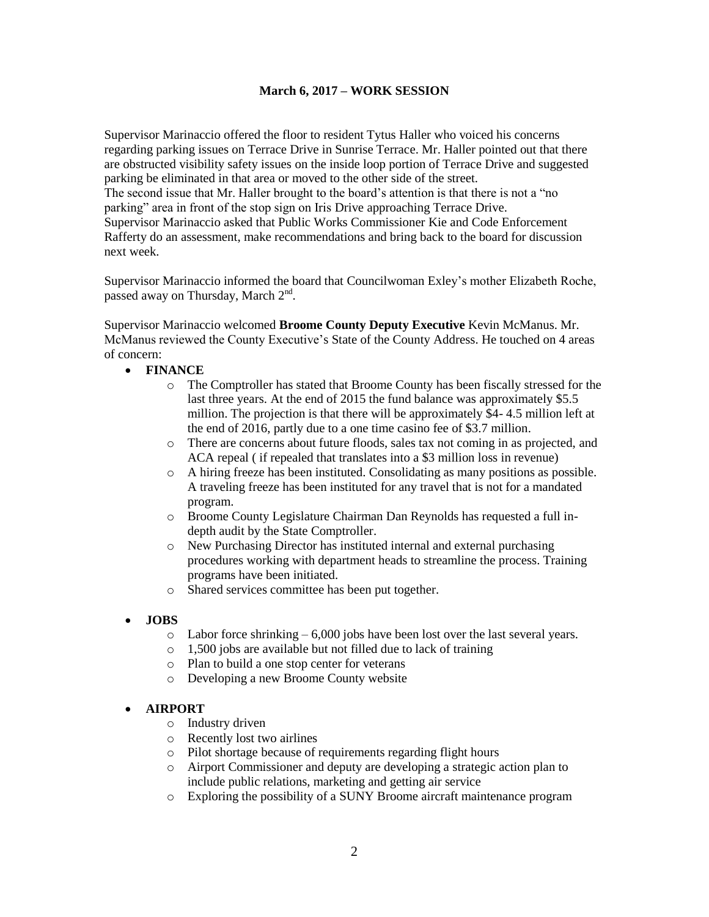**March 6, 2017 – WORK SESSION**

Supervisor Marinaccio offered the floor to resident Tytus Haller who voiced his concerns regarding parking issues on Terrace Drive in Sunrise Terrace. Mr. Haller pointed out that there are obstructed visibility safety issues on the inside loop portion of Terrace Drive and suggested parking be eliminated in that area or moved to the other side of the street.
The second issue that Mr. Haller brought to the board's attention is that there is not a "no parking" area in front of the stop sign on Iris Drive approaching Terrace Drive.
Supervisor Marinaccio asked that Public Works Commissioner Kie and Code Enforcement Rafferty do an assessment, make recommendations and bring back to the board for discussion next week.

Supervisor Marinaccio informed the board that Councilwoman Exley's mother Elizabeth Roche, passed away on Thursday, March 2nd.

Supervisor Marinaccio welcomed **Broome County Deputy Executive** Kevin McManus. Mr. McManus reviewed the County Executive's State of the County Address. He touched on 4 areas of concern:

- **FINANCE**
  - The Comptroller has stated that Broome County has been fiscally stressed for the last three years. At the end of 2015 the fund balance was approximately $5.5 million. The projection is that there will be approximately $4- 4.5 million left at the end of 2016, partly due to a one time casino fee of $3.7 million.
  - There are concerns about future floods, sales tax not coming in as projected, and ACA repeal ( if repealed that translates into a $3 million loss in revenue)
  - A hiring freeze has been instituted. Consolidating as many positions as possible. A traveling freeze has been instituted for any travel that is not for a mandated program.
  - Broome County Legislature Chairman Dan Reynolds has requested a full in-depth audit by the State Comptroller.
  - New Purchasing Director has instituted internal and external purchasing procedures working with department heads to streamline the process. Training programs have been initiated.
  - Shared services committee has been put together.

- **JOBS**
  - Labor force shrinking – 6,000 jobs have been lost over the last several years.
  - 1,500 jobs are available but not filled due to lack of training
  - Plan to build a one stop center for veterans
  - Developing a new Broome County website

- **AIRPORT**
  - Industry driven
  - Recently lost two airlines
  - Pilot shortage because of requirements regarding flight hours
  - Airport Commissioner and deputy are developing a strategic action plan to include public relations, marketing and getting air service
  - Exploring the possibility of a SUNY Broome aircraft maintenance program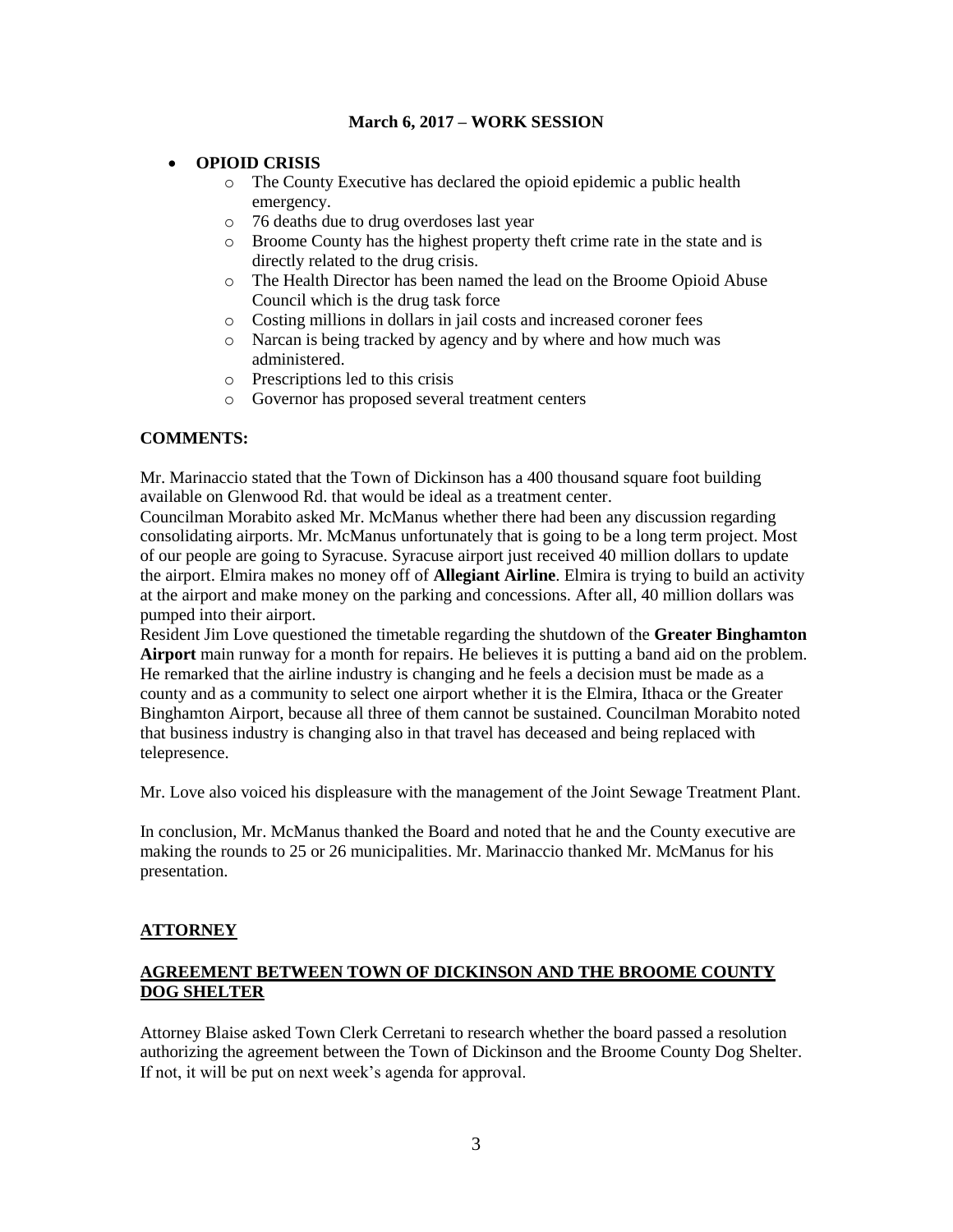**March 6, 2017 – WORK SESSION**

- **OPIOID CRISIS**
  - The County Executive has declared the opioid epidemic a public health emergency.
  - 76 deaths due to drug overdoses last year
  - Broome County has the highest property theft crime rate in the state and is directly related to the drug crisis.
  - The Health Director has been named the lead on the Broome Opioid Abuse Council which is the drug task force
  - Costing millions in dollars in jail costs and increased coroner fees
  - Narcan is being tracked by agency and by where and how much was administered.
  - Prescriptions led to this crisis
  - Governor has proposed several treatment centers

**COMMENTS:**

Mr. Marinaccio stated that the Town of Dickinson has a 400 thousand square foot building available on Glenwood Rd. that would be ideal as a treatment center.
Councilman Morabito asked Mr. McManus whether there had been any discussion regarding consolidating airports. Mr. McManus unfortunately that is going to be a long term project. Most of our people are going to Syracuse. Syracuse airport just received 40 million dollars to update the airport. Elmira makes no money off of **Allegiant Airline**. Elmira is trying to build an activity at the airport and make money on the parking and concessions. After all, 40 million dollars was pumped into their airport.
Resident Jim Love questioned the timetable regarding the shutdown of the **Greater Binghamton Airport** main runway for a month for repairs. He believes it is putting a band aid on the problem. He remarked that the airline industry is changing and he feels a decision must be made as a county and as a community to select one airport whether it is the Elmira, Ithaca or the Greater Binghamton Airport, because all three of them cannot be sustained. Councilman Morabito noted that business industry is changing also in that travel has deceased and being replaced with telepresence.

Mr. Love also voiced his displeasure with the management of the Joint Sewage Treatment Plant.

In conclusion, Mr. McManus thanked the Board and noted that he and the County executive are making the rounds to 25 or 26 municipalities. Mr. Marinaccio thanked Mr. McManus for his presentation.

## ATTORNEY

### AGREEMENT BETWEEN TOWN OF DICKINSON AND THE BROOME COUNTY DOG SHELTER

Attorney Blaise asked Town Clerk Cerretani to research whether the board passed a resolution authorizing the agreement between the Town of Dickinson and the Broome County Dog Shelter. If not, it will be put on next week's agenda for approval.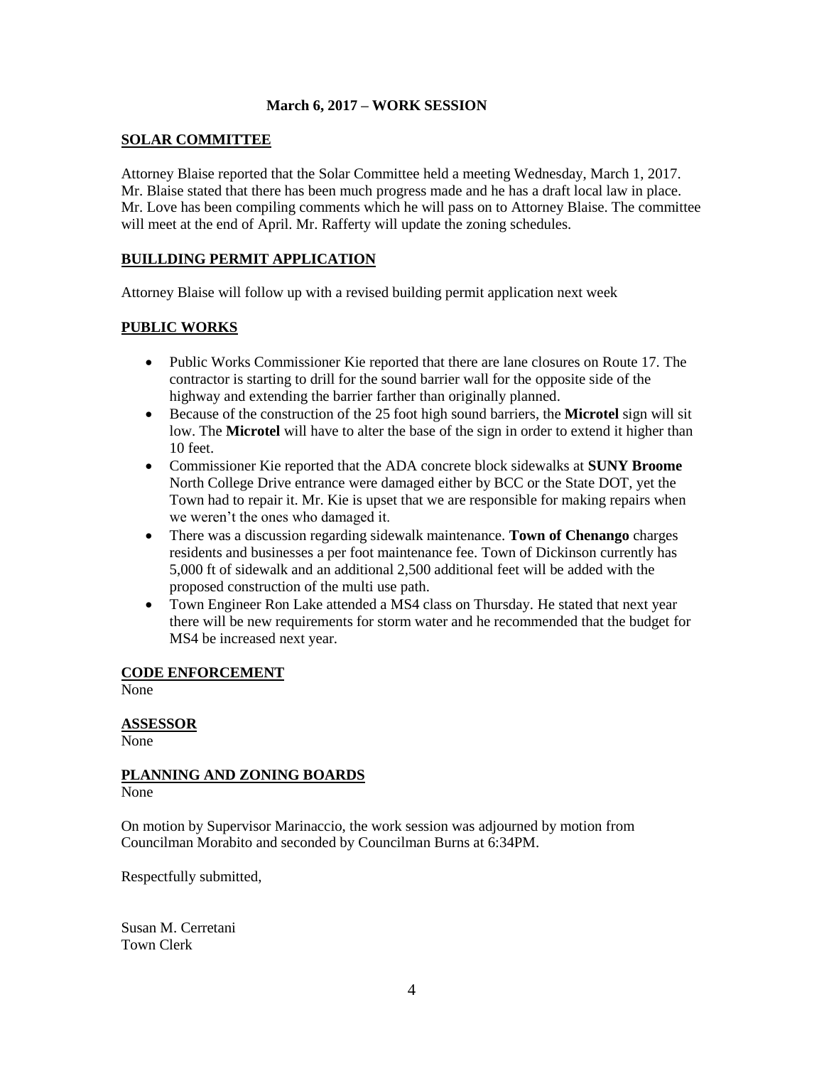**March 6, 2017 – WORK SESSION**

**SOLAR COMMITTEE**

Attorney Blaise reported that the Solar Committee held a meeting Wednesday, March 1, 2017. Mr. Blaise stated that there has been much progress made and he has a draft local law in place. Mr. Love has been compiling comments which he will pass on to Attorney Blaise. The committee will meet at the end of April. Mr. Rafferty will update the zoning schedules.

**BUILLDING PERMIT APPLICATION**

Attorney Blaise will follow up with a revised building permit application next week

**PUBLIC WORKS**

- Public Works Commissioner Kie reported that there are lane closures on Route 17. The contractor is starting to drill for the sound barrier wall for the opposite side of the highway and extending the barrier farther than originally planned.
- Because of the construction of the 25 foot high sound barriers, the **Microtel** sign will sit low. The **Microtel** will have to alter the base of the sign in order to extend it higher than 10 feet.
- Commissioner Kie reported that the ADA concrete block sidewalks at **SUNY Broome** North College Drive entrance were damaged either by BCC or the State DOT, yet the Town had to repair it. Mr. Kie is upset that we are responsible for making repairs when we weren't the ones who damaged it.
- There was a discussion regarding sidewalk maintenance. **Town of Chenango** charges residents and businesses a per foot maintenance fee. Town of Dickinson currently has 5,000 ft of sidewalk and an additional 2,500 additional feet will be added with the proposed construction of the multi use path.
- Town Engineer Ron Lake attended a MS4 class on Thursday. He stated that next year there will be new requirements for storm water and he recommended that the budget for MS4 be increased next year.

**CODE ENFORCEMENT**

None

**ASSESSOR**

None

**PLANNING AND ZONING BOARDS**

None

On motion by Supervisor Marinaccio, the work session was adjourned by motion from Councilman Morabito and seconded by Councilman Burns at 6:34PM.

Respectfully submitted,

Susan M. Cerretani
Town Clerk